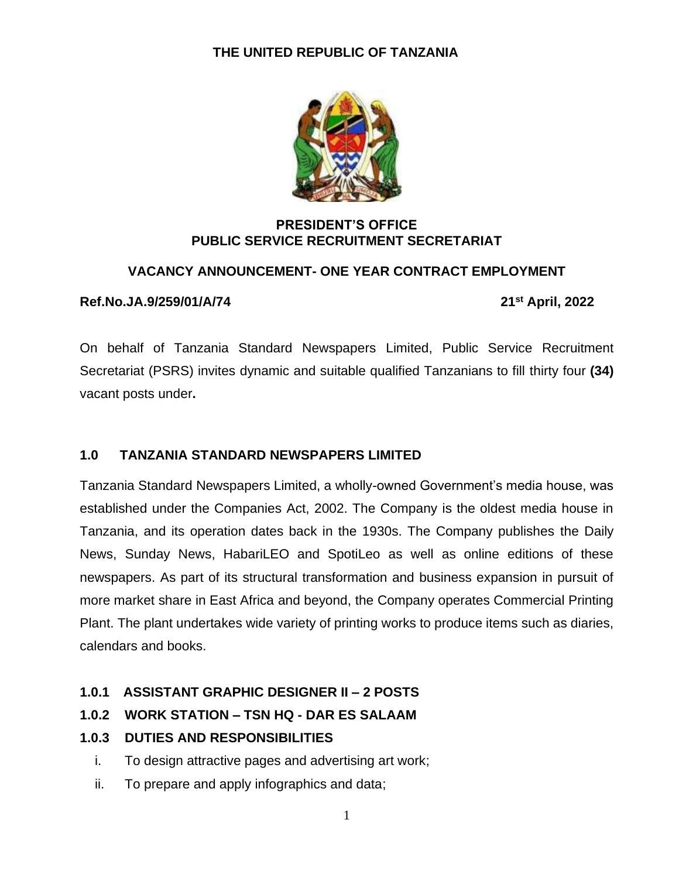**THE UNITED REPUBLIC OF TANZANIA**

**PRESIDENT'S OFFICE**
**PUBLIC SERVICE RECRUITMENT SECRETARIAT**

**VACANCY ANNOUNCEMENT- ONE YEAR CONTRACT EMPLOYMENT**

**Ref.No.JA.9/259/01/A/74** **21st April, 2022**

On behalf of Tanzania Standard Newspapers Limited, Public Service Recruitment Secretariat (PSRS) invites dynamic and suitable qualified Tanzanians to fill thirty four **(34)** vacant posts under**.**

## 1.0 TANZANIA STANDARD NEWSPAPERS LIMITED

Tanzania Standard Newspapers Limited, a wholly-owned Government's media house, was established under the Companies Act, 2002. The Company is the oldest media house in Tanzania, and its operation dates back in the 1930s. The Company publishes the Daily News, Sunday News, HabariLEO and SpotiLeo as well as online editions of these newspapers. As part of its structural transformation and business expansion in pursuit of more market share in East Africa and beyond, the Company operates Commercial Printing Plant. The plant undertakes wide variety of printing works to produce items such as diaries, calendars and books.

### 1.0.1 ASSISTANT GRAPHIC DESIGNER II – 2 POSTS

### 1.0.2 WORK STATION – TSN HQ - DAR ES SALAAM

### 1.0.3 DUTIES AND RESPONSIBILITIES

i. To design attractive pages and advertising art work;
ii. To prepare and apply infographics and data;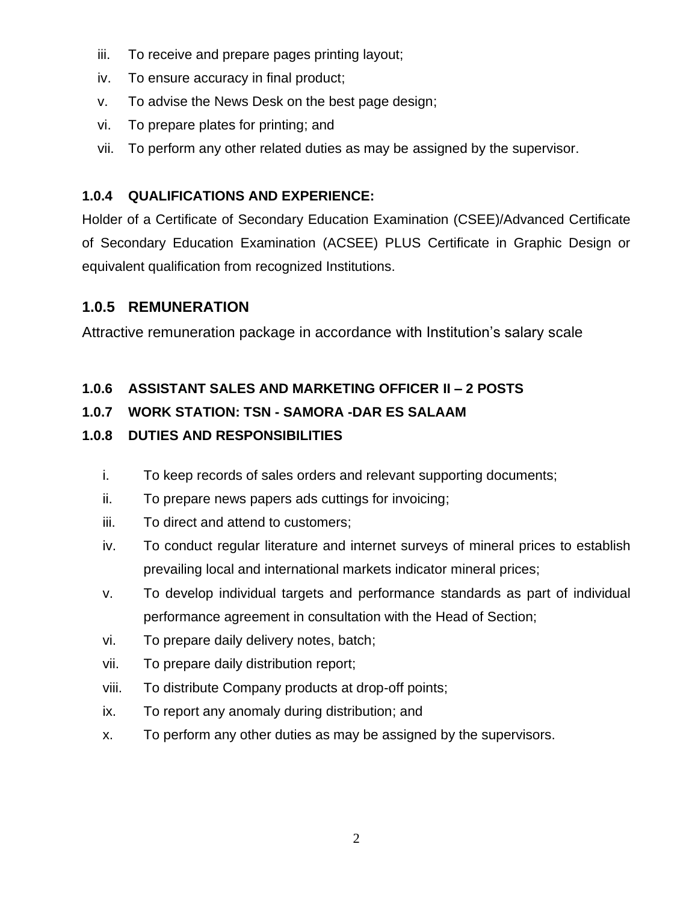iii. To receive and prepare pages printing layout;
iv. To ensure accuracy in final product;
v. To advise the News Desk on the best page design;
vi. To prepare plates for printing; and
vii. To perform any other related duties as may be assigned by the supervisor.

**1.0.4 QUALIFICATIONS AND EXPERIENCE:**

Holder of a Certificate of Secondary Education Examination (CSEE)/Advanced Certificate of Secondary Education Examination (ACSEE) PLUS Certificate in Graphic Design or equivalent qualification from recognized Institutions.

### 1.0.5 REMUNERATION

Attractive remuneration package in accordance with Institution's salary scale

**1.0.6 ASSISTANT SALES AND MARKETING OFFICER II – 2 POSTS**

**1.0.7 WORK STATION: TSN - SAMORA -DAR ES SALAAM**

**1.0.8 DUTIES AND RESPONSIBILITIES**

i. To keep records of sales orders and relevant supporting documents;
ii. To prepare news papers ads cuttings for invoicing;
iii. To direct and attend to customers;
iv. To conduct regular literature and internet surveys of mineral prices to establish prevailing local and international markets indicator mineral prices;
v. To develop individual targets and performance standards as part of individual performance agreement in consultation with the Head of Section;
vi. To prepare daily delivery notes, batch;
vii. To prepare daily distribution report;
viii. To distribute Company products at drop-off points;
ix. To report any anomaly during distribution; and
x. To perform any other duties as may be assigned by the supervisors.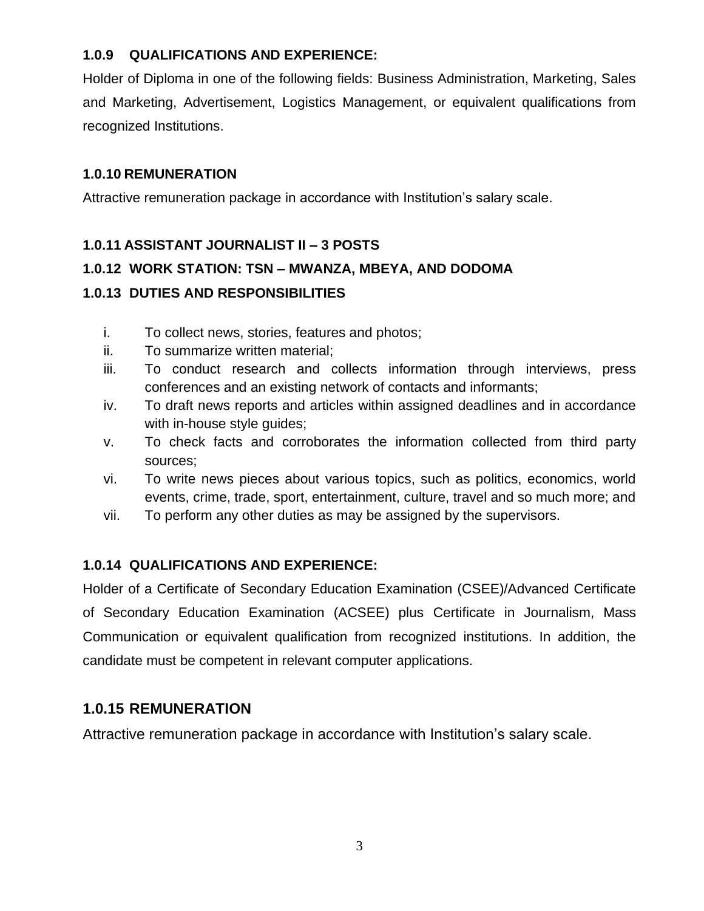### 1.0.9 QUALIFICATIONS AND EXPERIENCE:

Holder of Diploma in one of the following fields: Business Administration, Marketing, Sales and Marketing, Advertisement, Logistics Management, or equivalent qualifications from recognized Institutions.

### 1.0.10 REMUNERATION

Attractive remuneration package in accordance with Institution's salary scale.

### 1.0.11 ASSISTANT JOURNALIST II – 3 POSTS

### 1.0.12 WORK STATION: TSN – MWANZA, MBEYA, AND DODOMA

### 1.0.13 DUTIES AND RESPONSIBILITIES

i. To collect news, stories, features and photos;
ii. To summarize written material;
iii. To conduct research and collects information through interviews, press conferences and an existing network of contacts and informants;
iv. To draft news reports and articles within assigned deadlines and in accordance with in-house style guides;
v. To check facts and corroborates the information collected from third party sources;
vi. To write news pieces about various topics, such as politics, economics, world events, crime, trade, sport, entertainment, culture, travel and so much more; and
vii. To perform any other duties as may be assigned by the supervisors.

### 1.0.14 QUALIFICATIONS AND EXPERIENCE:

Holder of a Certificate of Secondary Education Examination (CSEE)/Advanced Certificate of Secondary Education Examination (ACSEE) plus Certificate in Journalism, Mass Communication or equivalent qualification from recognized institutions. In addition, the candidate must be competent in relevant computer applications.

### 1.0.15 REMUNERATION

Attractive remuneration package in accordance with Institution's salary scale.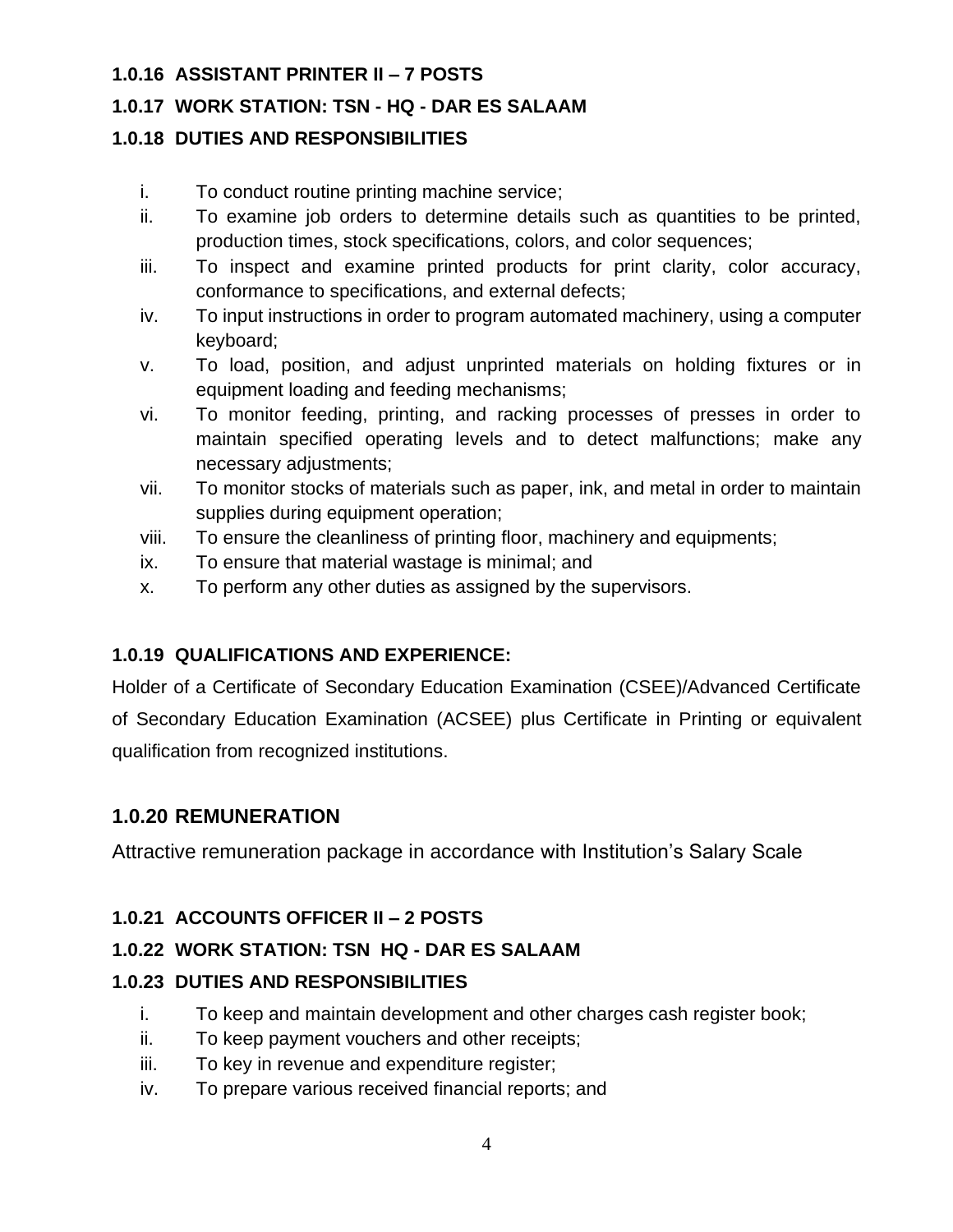**1.0.16 ASSISTANT PRINTER II – 7 POSTS**

**1.0.17 WORK STATION: TSN - HQ - DAR ES SALAAM**

**1.0.18 DUTIES AND RESPONSIBILITIES**

i. To conduct routine printing machine service;
ii. To examine job orders to determine details such as quantities to be printed, production times, stock specifications, colors, and color sequences;
iii. To inspect and examine printed products for print clarity, color accuracy, conformance to specifications, and external defects;
iv. To input instructions in order to program automated machinery, using a computer keyboard;
v. To load, position, and adjust unprinted materials on holding fixtures or in equipment loading and feeding mechanisms;
vi. To monitor feeding, printing, and racking processes of presses in order to maintain specified operating levels and to detect malfunctions; make any necessary adjustments;
vii. To monitor stocks of materials such as paper, ink, and metal in order to maintain supplies during equipment operation;
viii. To ensure the cleanliness of printing floor, machinery and equipments;
ix. To ensure that material wastage is minimal; and
x. To perform any other duties as assigned by the supervisors.

**1.0.19 QUALIFICATIONS AND EXPERIENCE:**

Holder of a Certificate of Secondary Education Examination (CSEE)/Advanced Certificate of Secondary Education Examination (ACSEE) plus Certificate in Printing or equivalent qualification from recognized institutions.

### 1.0.20 REMUNERATION

Attractive remuneration package in accordance with Institution's Salary Scale

**1.0.21 ACCOUNTS OFFICER II – 2 POSTS**

**1.0.22 WORK STATION: TSN HQ - DAR ES SALAAM**

**1.0.23 DUTIES AND RESPONSIBILITIES**

i. To keep and maintain development and other charges cash register book;
ii. To keep payment vouchers and other receipts;
iii. To key in revenue and expenditure register;
iv. To prepare various received financial reports; and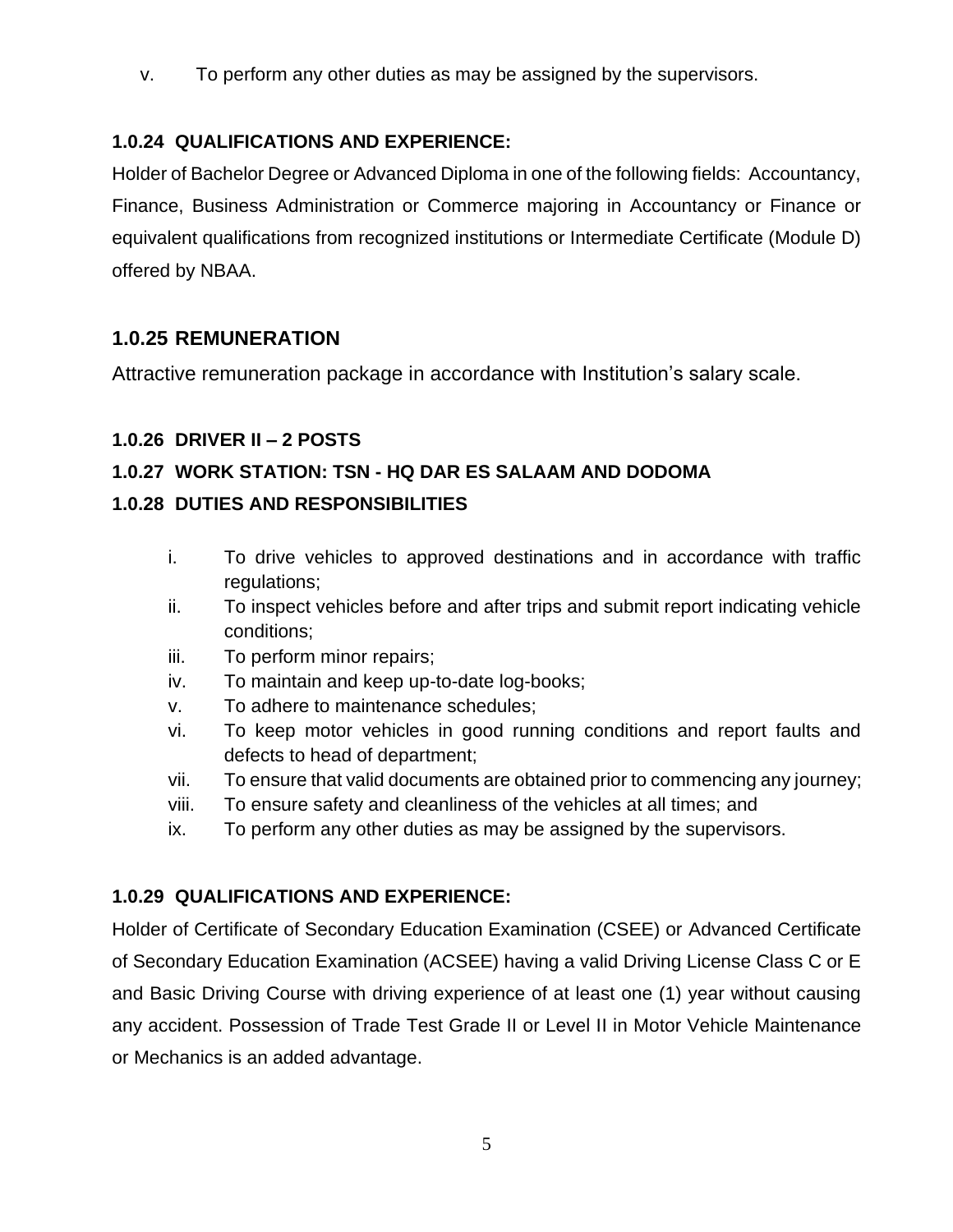v. To perform any other duties as may be assigned by the supervisors.

### 1.0.24 QUALIFICATIONS AND EXPERIENCE:

Holder of Bachelor Degree or Advanced Diploma in one of the following fields: Accountancy, Finance, Business Administration or Commerce majoring in Accountancy or Finance or equivalent qualifications from recognized institutions or Intermediate Certificate (Module D) offered by NBAA.

### 1.0.25 REMUNERATION

Attractive remuneration package in accordance with Institution's salary scale.

### 1.0.26 DRIVER II – 2 POSTS

### 1.0.27 WORK STATION: TSN - HQ DAR ES SALAAM AND DODOMA

### 1.0.28 DUTIES AND RESPONSIBILITIES

i. To drive vehicles to approved destinations and in accordance with traffic regulations;
ii. To inspect vehicles before and after trips and submit report indicating vehicle conditions;
iii. To perform minor repairs;
iv. To maintain and keep up-to-date log-books;
v. To adhere to maintenance schedules;
vi. To keep motor vehicles in good running conditions and report faults and defects to head of department;
vii. To ensure that valid documents are obtained prior to commencing any journey;
viii. To ensure safety and cleanliness of the vehicles at all times; and
ix. To perform any other duties as may be assigned by the supervisors.

### 1.0.29 QUALIFICATIONS AND EXPERIENCE:

Holder of Certificate of Secondary Education Examination (CSEE) or Advanced Certificate of Secondary Education Examination (ACSEE) having a valid Driving License Class C or E and Basic Driving Course with driving experience of at least one (1) year without causing any accident. Possession of Trade Test Grade II or Level II in Motor Vehicle Maintenance or Mechanics is an added advantage.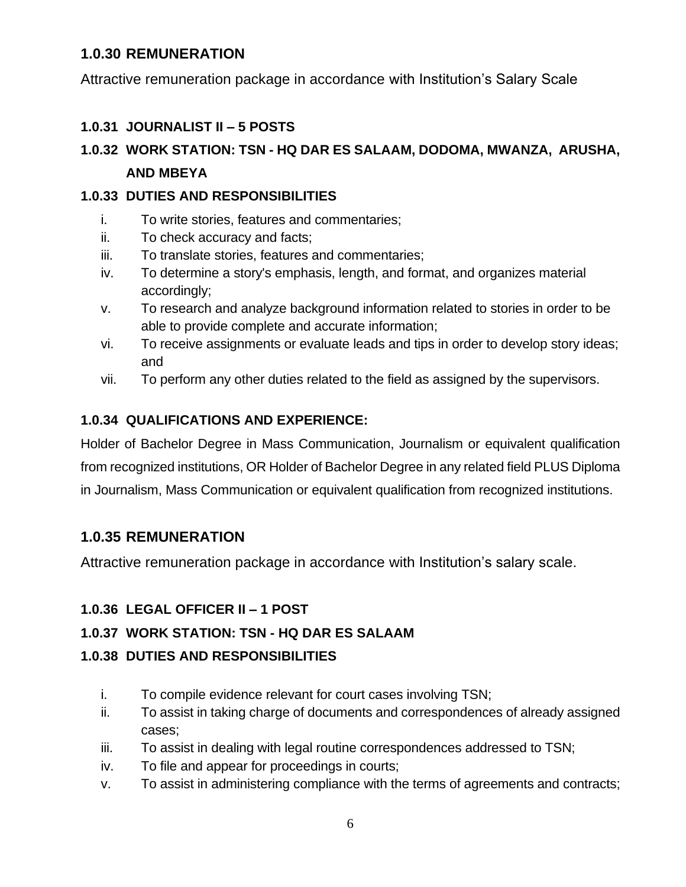### 1.0.30 REMUNERATION

Attractive remuneration package in accordance with Institution's Salary Scale

### 1.0.31 JOURNALIST II – 5 POSTS

### 1.0.32 WORK STATION: TSN - HQ DAR ES SALAAM, DODOMA, MWANZA, ARUSHA, AND MBEYA

### 1.0.33 DUTIES AND RESPONSIBILITIES

i. To write stories, features and commentaries;
ii. To check accuracy and facts;
iii. To translate stories, features and commentaries;
iv. To determine a story's emphasis, length, and format, and organizes material accordingly;
v. To research and analyze background information related to stories in order to be able to provide complete and accurate information;
vi. To receive assignments or evaluate leads and tips in order to develop story ideas; and
vii. To perform any other duties related to the field as assigned by the supervisors.

### 1.0.34 QUALIFICATIONS AND EXPERIENCE:

Holder of Bachelor Degree in Mass Communication, Journalism or equivalent qualification from recognized institutions, OR Holder of Bachelor Degree in any related field PLUS Diploma in Journalism, Mass Communication or equivalent qualification from recognized institutions.

### 1.0.35 REMUNERATION

Attractive remuneration package in accordance with Institution's salary scale.

### 1.0.36 LEGAL OFFICER II – 1 POST

### 1.0.37 WORK STATION: TSN - HQ DAR ES SALAAM

### 1.0.38 DUTIES AND RESPONSIBILITIES

i. To compile evidence relevant for court cases involving TSN;
ii. To assist in taking charge of documents and correspondences of already assigned cases;
iii. To assist in dealing with legal routine correspondences addressed to TSN;
iv. To file and appear for proceedings in courts;
v. To assist in administering compliance with the terms of agreements and contracts;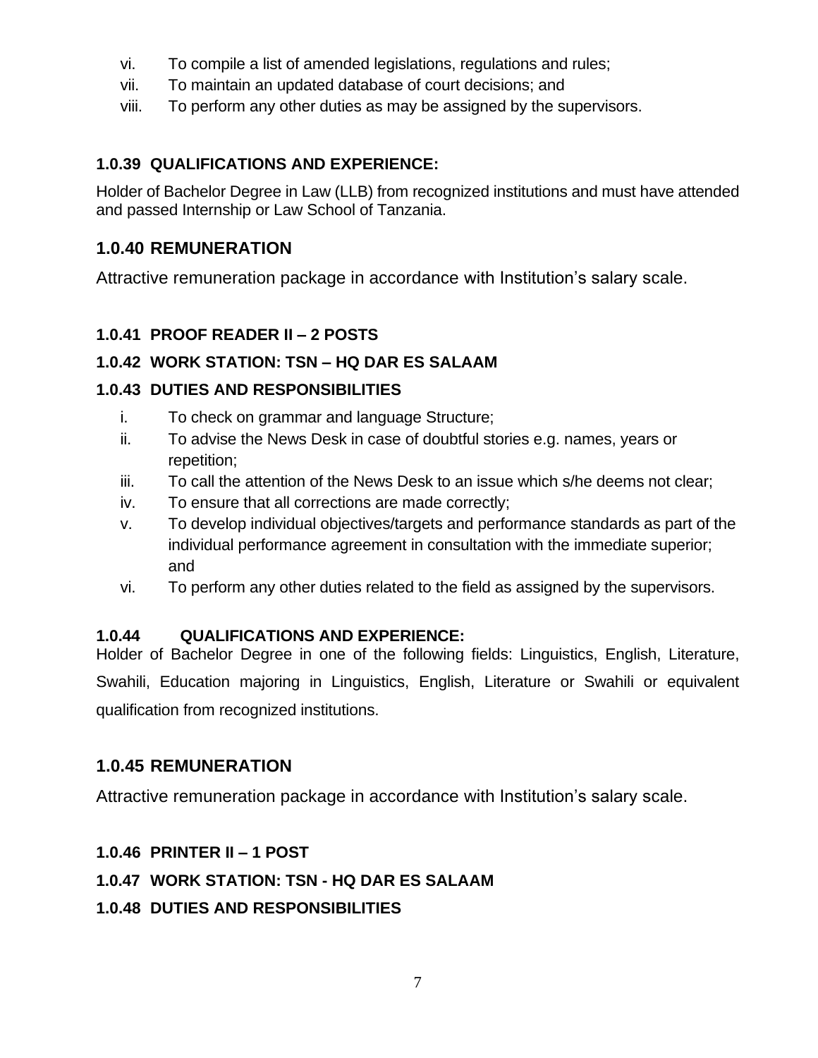vi. To compile a list of amended legislations, regulations and rules;
vii. To maintain an updated database of court decisions; and
viii. To perform any other duties as may be assigned by the supervisors.

**1.0.39 QUALIFICATIONS AND EXPERIENCE:**

Holder of Bachelor Degree in Law (LLB) from recognized institutions and must have attended and passed Internship or Law School of Tanzania.

## 1.0.40 REMUNERATION

Attractive remuneration package in accordance with Institution's salary scale.

**1.0.41 PROOF READER II – 2 POSTS**

**1.0.42 WORK STATION: TSN – HQ DAR ES SALAAM**

**1.0.43 DUTIES AND RESPONSIBILITIES**

i. To check on grammar and language Structure;
ii. To advise the News Desk in case of doubtful stories e.g. names, years or repetition;
iii. To call the attention of the News Desk to an issue which s/he deems not clear;
iv. To ensure that all corrections are made correctly;
v. To develop individual objectives/targets and performance standards as part of the individual performance agreement in consultation with the immediate superior; and
vi. To perform any other duties related to the field as assigned by the supervisors.

**1.0.44 QUALIFICATIONS AND EXPERIENCE:**

Holder of Bachelor Degree in one of the following fields: Linguistics, English, Literature, Swahili, Education majoring in Linguistics, English, Literature or Swahili or equivalent qualification from recognized institutions.

## 1.0.45 REMUNERATION

Attractive remuneration package in accordance with Institution's salary scale.

**1.0.46 PRINTER II – 1 POST**

**1.0.47 WORK STATION: TSN - HQ DAR ES SALAAM**

**1.0.48 DUTIES AND RESPONSIBILITIES**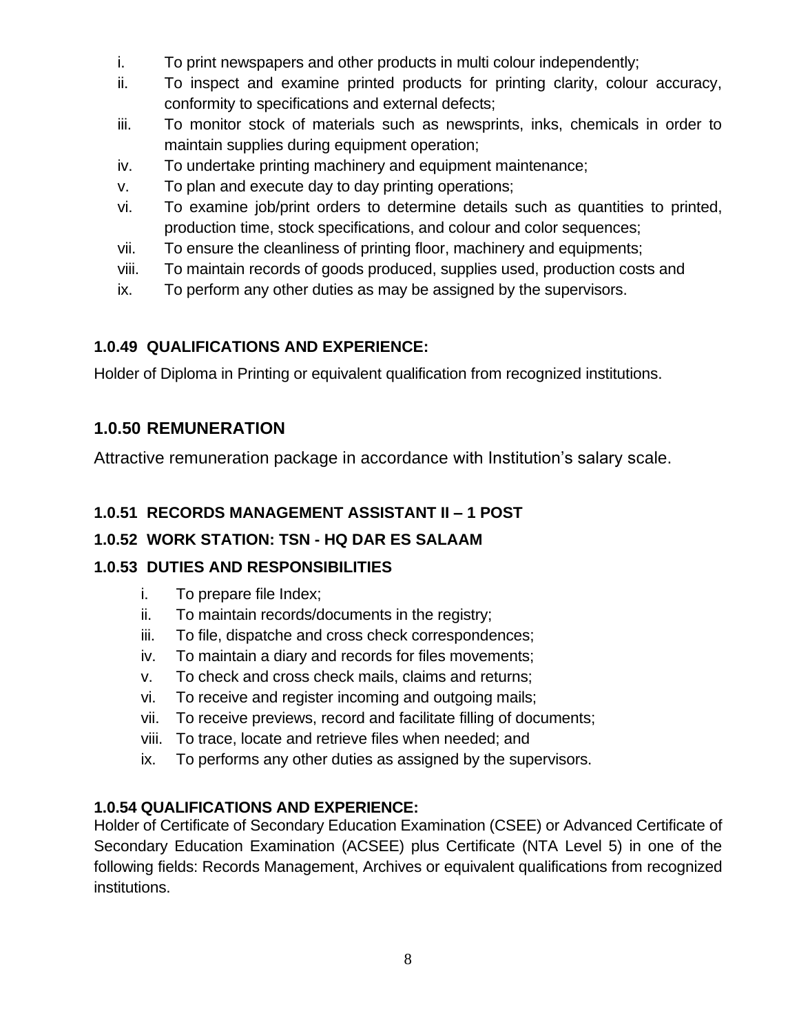i. To print newspapers and other products in multi colour independently;
ii. To inspect and examine printed products for printing clarity, colour accuracy, conformity to specifications and external defects;
iii. To monitor stock of materials such as newsprints, inks, chemicals in order to maintain supplies during equipment operation;
iv. To undertake printing machinery and equipment maintenance;
v. To plan and execute day to day printing operations;
vi. To examine job/print orders to determine details such as quantities to printed, production time, stock specifications, and colour and color sequences;
vii. To ensure the cleanliness of printing floor, machinery and equipments;
viii. To maintain records of goods produced, supplies used, production costs and
ix. To perform any other duties as may be assigned by the supervisors.

**1.0.49 QUALIFICATIONS AND EXPERIENCE:**

Holder of Diploma in Printing or equivalent qualification from recognized institutions.

## 1.0.50 REMUNERATION

Attractive remuneration package in accordance with Institution's salary scale.

**1.0.51 RECORDS MANAGEMENT ASSISTANT II – 1 POST**

**1.0.52 WORK STATION: TSN - HQ DAR ES SALAAM**

**1.0.53 DUTIES AND RESPONSIBILITIES**

i. To prepare file Index;
ii. To maintain records/documents in the registry;
iii. To file, dispatche and cross check correspondences;
iv. To maintain a diary and records for files movements;
v. To check and cross check mails, claims and returns;
vi. To receive and register incoming and outgoing mails;
vii. To receive previews, record and facilitate filling of documents;
viii. To trace, locate and retrieve files when needed; and
ix. To performs any other duties as assigned by the supervisors.

**1.0.54 QUALIFICATIONS AND EXPERIENCE:**

Holder of Certificate of Secondary Education Examination (CSEE) or Advanced Certificate of Secondary Education Examination (ACSEE) plus Certificate (NTA Level 5) in one of the following fields: Records Management, Archives or equivalent qualifications from recognized institutions.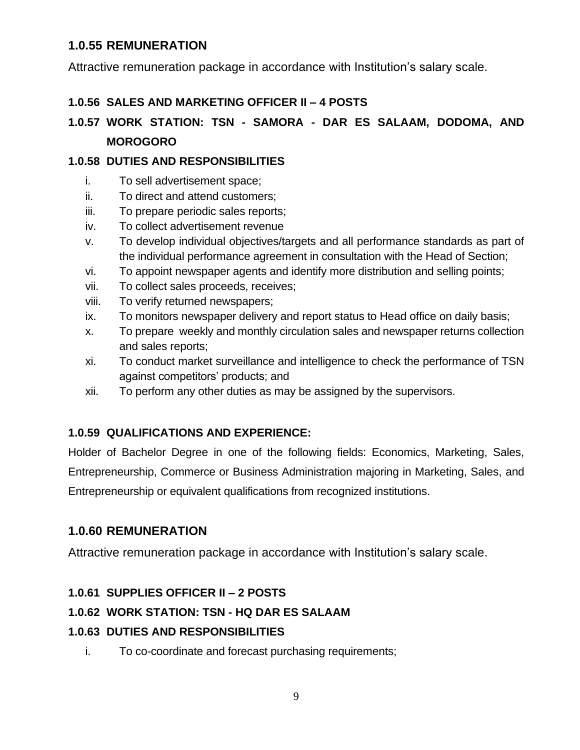### 1.0.55 REMUNERATION

Attractive remuneration package in accordance with Institution's salary scale.

#### 1.0.56 SALES AND MARKETING OFFICER II – 4 POSTS

#### 1.0.57 WORK STATION: TSN - SAMORA - DAR ES SALAAM, DODOMA, AND MOROGORO

#### 1.0.58 DUTIES AND RESPONSIBILITIES

i. To sell advertisement space;
ii. To direct and attend customers;
iii. To prepare periodic sales reports;
iv. To collect advertisement revenue
v. To develop individual objectives/targets and all performance standards as part of the individual performance agreement in consultation with the Head of Section;
vi. To appoint newspaper agents and identify more distribution and selling points;
vii. To collect sales proceeds, receives;
viii. To verify returned newspapers;
ix. To monitors newspaper delivery and report status to Head office on daily basis;
x. To prepare weekly and monthly circulation sales and newspaper returns collection and sales reports;
xi. To conduct market surveillance and intelligence to check the performance of TSN against competitors' products; and
xii. To perform any other duties as may be assigned by the supervisors.

#### 1.0.59 QUALIFICATIONS AND EXPERIENCE:

Holder of Bachelor Degree in one of the following fields: Economics, Marketing, Sales, Entrepreneurship, Commerce or Business Administration majoring in Marketing, Sales, and Entrepreneurship or equivalent qualifications from recognized institutions.

### 1.0.60 REMUNERATION

Attractive remuneration package in accordance with Institution's salary scale.

#### 1.0.61 SUPPLIES OFFICER II – 2 POSTS

#### 1.0.62 WORK STATION: TSN - HQ DAR ES SALAAM

#### 1.0.63 DUTIES AND RESPONSIBILITIES

i. To co-coordinate and forecast purchasing requirements;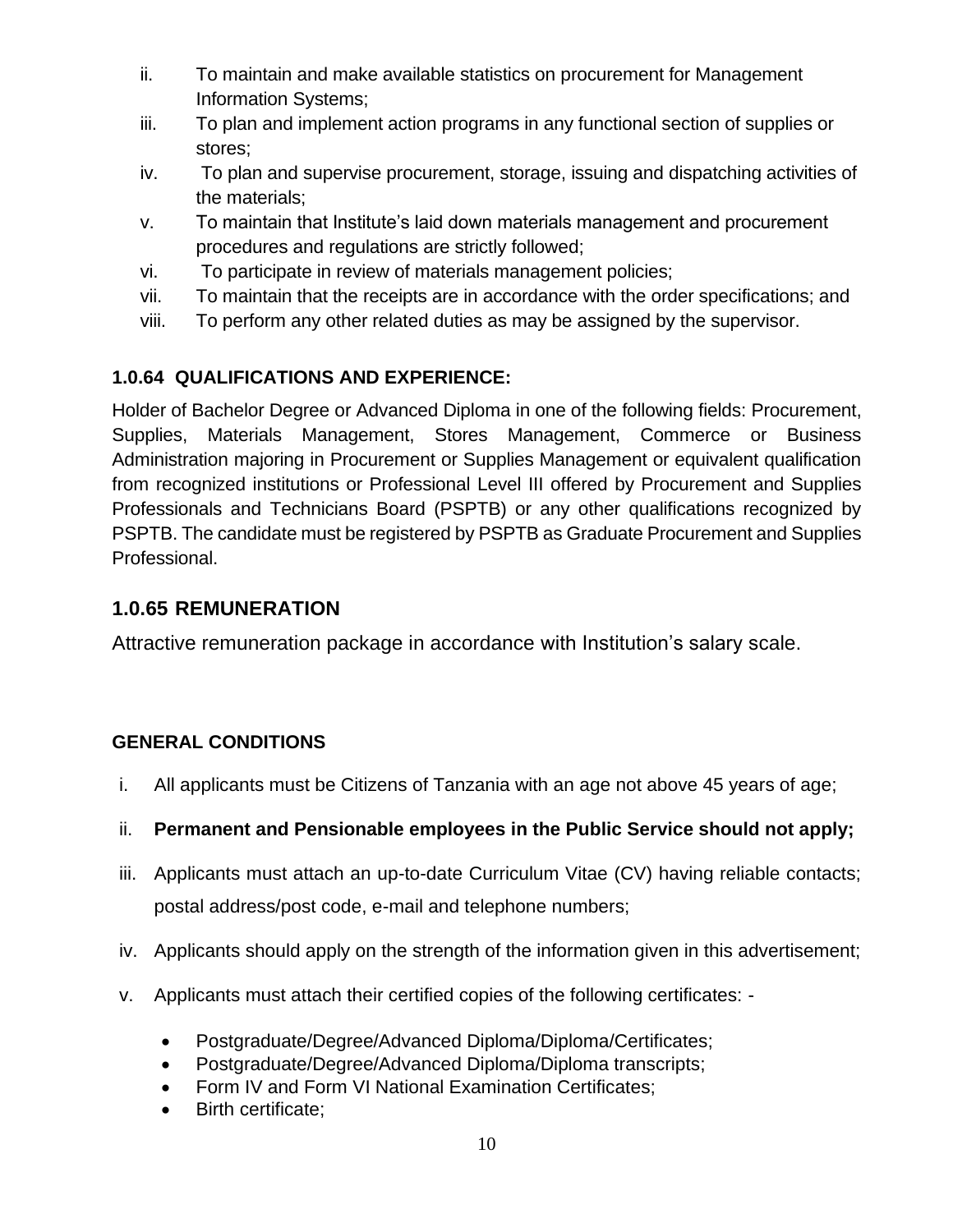ii. To maintain and make available statistics on procurement for Management Information Systems;
iii. To plan and implement action programs in any functional section of supplies or stores;
iv. To plan and supervise procurement, storage, issuing and dispatching activities of the materials;
v. To maintain that Institute's laid down materials management and procurement procedures and regulations are strictly followed;
vi. To participate in review of materials management policies;
vii. To maintain that the receipts are in accordance with the order specifications; and
viii. To perform any other related duties as may be assigned by the supervisor.

### 1.0.64 QUALIFICATIONS AND EXPERIENCE:

Holder of Bachelor Degree or Advanced Diploma in one of the following fields: Procurement, Supplies, Materials Management, Stores Management, Commerce or Business Administration majoring in Procurement or Supplies Management or equivalent qualification from recognized institutions or Professional Level III offered by Procurement and Supplies Professionals and Technicians Board (PSPTB) or any other qualifications recognized by PSPTB. The candidate must be registered by PSPTB as Graduate Procurement and Supplies Professional.

## 1.0.65 REMUNERATION

Attractive remuneration package in accordance with Institution's salary scale.

### GENERAL CONDITIONS

i. All applicants must be Citizens of Tanzania with an age not above 45 years of age;
ii. **Permanent and Pensionable employees in the Public Service should not apply;**
iii. Applicants must attach an up-to-date Curriculum Vitae (CV) having reliable contacts; postal address/post code, e-mail and telephone numbers;
iv. Applicants should apply on the strength of the information given in this advertisement;
v. Applicants must attach their certified copies of the following certificates: -
   - Postgraduate/Degree/Advanced Diploma/Diploma/Certificates;
   - Postgraduate/Degree/Advanced Diploma/Diploma transcripts;
   - Form IV and Form VI National Examination Certificates;
   - Birth certificate;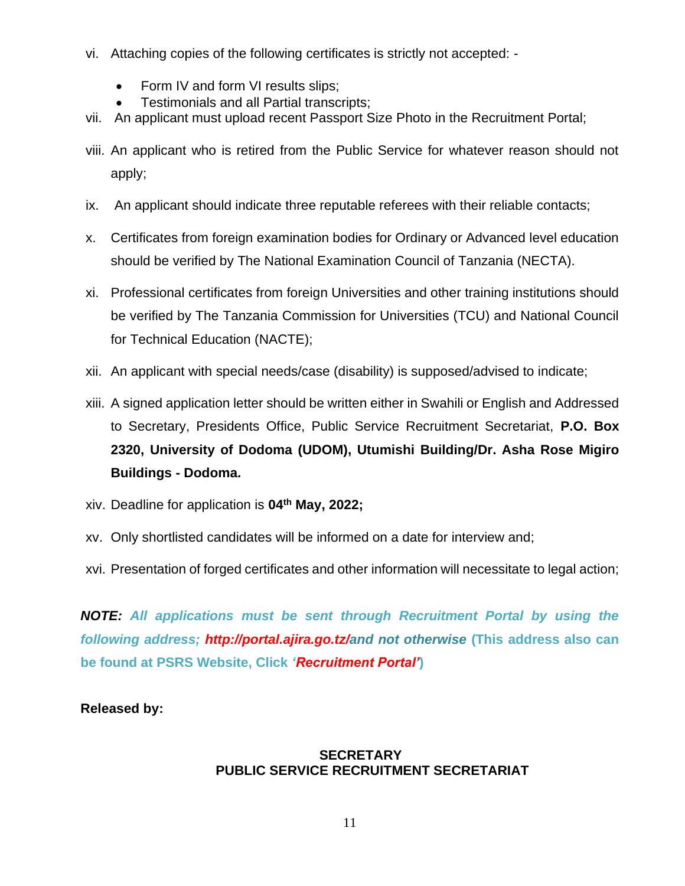vi. Attaching copies of the following certificates is strictly not accepted: -

- Form IV and form VI results slips;
- Testimonials and all Partial transcripts;

vii. An applicant must upload recent Passport Size Photo in the Recruitment Portal;

viii. An applicant who is retired from the Public Service for whatever reason should not apply;

ix. An applicant should indicate three reputable referees with their reliable contacts;

x. Certificates from foreign examination bodies for Ordinary or Advanced level education should be verified by The National Examination Council of Tanzania (NECTA).

xi. Professional certificates from foreign Universities and other training institutions should be verified by The Tanzania Commission for Universities (TCU) and National Council for Technical Education (NACTE);

xii. An applicant with special needs/case (disability) is supposed/advised to indicate;

xiii. A signed application letter should be written either in Swahili or English and Addressed to Secretary, Presidents Office, Public Service Recruitment Secretariat, **P.O. Box 2320, University of Dodoma (UDOM), Utumishi Building/Dr. Asha Rose Migiro Buildings - Dodoma.**

xiv. Deadline for application is **04th May, 2022;**

xv. Only shortlisted candidates will be informed on a date for interview and;

xvi. Presentation of forged certificates and other information will necessitate to legal action;

***NOTE:*** ***All applications must be sent through Recruitment Portal by using the following address; http://portal.ajira.go.tz/and not otherwise*** **(This address also can be found at PSRS Website, Click *'Recruitment Portal'*)**

**Released by:**

**SECRETARY**
**PUBLIC SERVICE RECRUITMENT SECRETARIAT**